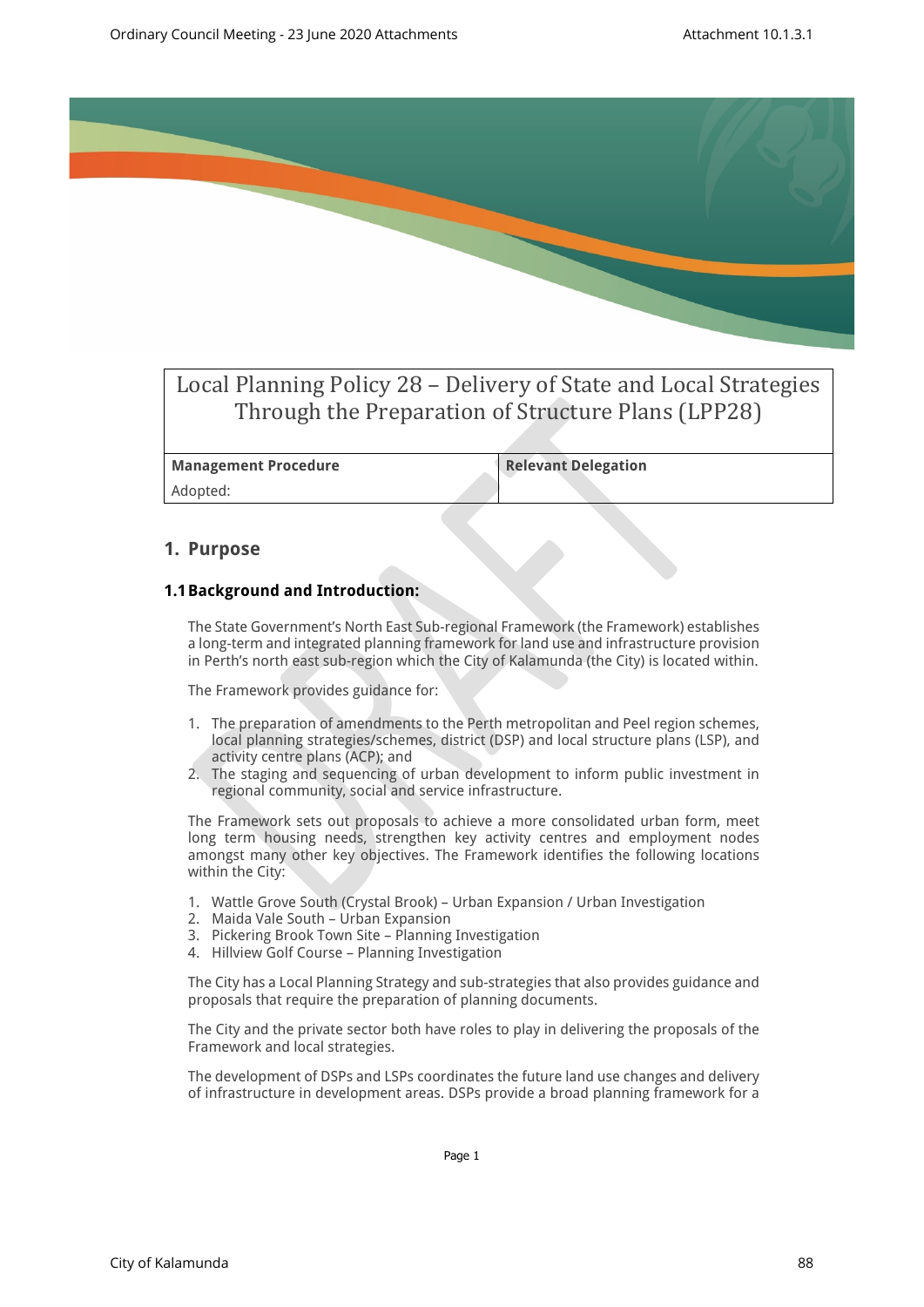# Local Planning Policy 28 – Delivery of State and Local Strategies Through the Preparation of Structure Plans (LPP28)

| Management Procedure | Relevant Delegation |
|---|---|
| Adopted: | |

## 1. Purpose

### 1.1 Background and Introduction:

The State Government's North East Sub-regional Framework (the Framework) establishes a long-term and integrated planning framework for land use and infrastructure provision in Perth's north east sub-region which the City of Kalamunda (the City) is located within.

The Framework provides guidance for:

1. The preparation of amendments to the Perth metropolitan and Peel region schemes, local planning strategies/schemes, district (DSP) and local structure plans (LSP), and activity centre plans (ACP); and
2. The staging and sequencing of urban development to inform public investment in regional community, social and service infrastructure.

The Framework sets out proposals to achieve a more consolidated urban form, meet long term housing needs, strengthen key activity centres and employment nodes amongst many other key objectives. The Framework identifies the following locations within the City:

1. Wattle Grove South (Crystal Brook) – Urban Expansion / Urban Investigation
2. Maida Vale South – Urban Expansion
3. Pickering Brook Town Site – Planning Investigation
4. Hillview Golf Course – Planning Investigation

The City has a Local Planning Strategy and sub-strategies that also provides guidance and proposals that require the preparation of planning documents.

The City and the private sector both have roles to play in delivering the proposals of the Framework and local strategies.

The development of DSPs and LSPs coordinates the future land use changes and delivery of infrastructure in development areas. DSPs provide a broad planning framework for a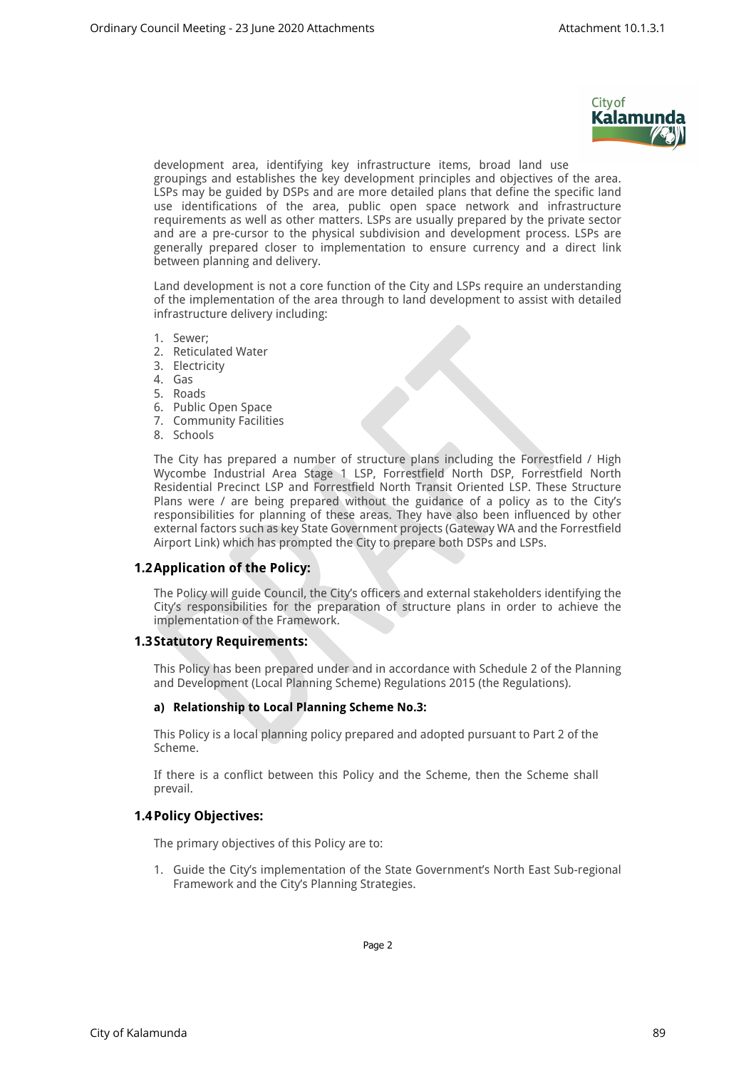development area, identifying key infrastructure items, broad land use groupings and establishes the key development principles and objectives of the area. LSPs may be guided by DSPs and are more detailed plans that define the specific land use identifications of the area, public open space network and infrastructure requirements as well as other matters. LSPs are usually prepared by the private sector and are a pre-cursor to the physical subdivision and development process. LSPs are generally prepared closer to implementation to ensure currency and a direct link between planning and delivery.

Land development is not a core function of the City and LSPs require an understanding of the implementation of the area through to land development to assist with detailed infrastructure delivery including:

1. Sewer;
2. Reticulated Water
3. Electricity
4. Gas
5. Roads
6. Public Open Space
7. Community Facilities
8. Schools

The City has prepared a number of structure plans including the Forrestfield / High Wycombe Industrial Area Stage 1 LSP, Forrestfield North DSP, Forrestfield North Residential Precinct LSP and Forrestfield North Transit Oriented LSP. These Structure Plans were / are being prepared without the guidance of a policy as to the City's responsibilities for planning of these areas. They have also been influenced by other external factors such as key State Government projects (Gateway WA and the Forrestfield Airport Link) which has prompted the City to prepare both DSPs and LSPs.

## 1.2 Application of the Policy:

The Policy will guide Council, the City's officers and external stakeholders identifying the City's responsibilities for the preparation of structure plans in order to achieve the implementation of the Framework.

## 1.3 Statutory Requirements:

This Policy has been prepared under and in accordance with Schedule 2 of the Planning and Development (Local Planning Scheme) Regulations 2015 (the Regulations).

**a) Relationship to Local Planning Scheme No.3:**

This Policy is a local planning policy prepared and adopted pursuant to Part 2 of the Scheme.

If there is a conflict between this Policy and the Scheme, then the Scheme shall prevail.

## 1.4 Policy Objectives:

The primary objectives of this Policy are to:

1. Guide the City's implementation of the State Government's North East Sub-regional Framework and the City's Planning Strategies.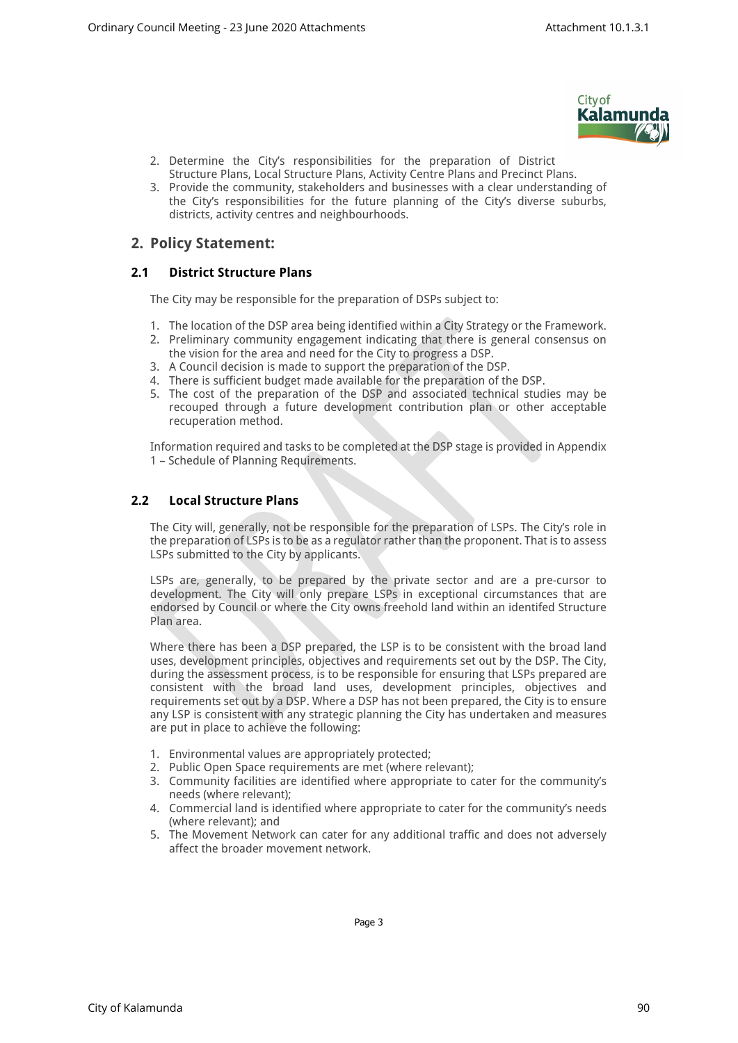2. Determine the City's responsibilities for the preparation of District Structure Plans, Local Structure Plans, Activity Centre Plans and Precinct Plans.
3. Provide the community, stakeholders and businesses with a clear understanding of the City's responsibilities for the future planning of the City's diverse suburbs, districts, activity centres and neighbourhoods.

## 2. Policy Statement:

### 2.1 District Structure Plans

The City may be responsible for the preparation of DSPs subject to:

1. The location of the DSP area being identified within a City Strategy or the Framework.
2. Preliminary community engagement indicating that there is general consensus on the vision for the area and need for the City to progress a DSP.
3. A Council decision is made to support the preparation of the DSP.
4. There is sufficient budget made available for the preparation of the DSP.
5. The cost of the preparation of the DSP and associated technical studies may be recouped through a future development contribution plan or other acceptable recuperation method.

Information required and tasks to be completed at the DSP stage is provided in Appendix 1 – Schedule of Planning Requirements.

### 2.2 Local Structure Plans

The City will, generally, not be responsible for the preparation of LSPs. The City's role in the preparation of LSPs is to be as a regulator rather than the proponent. That is to assess LSPs submitted to the City by applicants.

LSPs are, generally, to be prepared by the private sector and are a pre-cursor to development. The City will only prepare LSPs in exceptional circumstances that are endorsed by Council or where the City owns freehold land within an identifed Structure Plan area.

Where there has been a DSP prepared, the LSP is to be consistent with the broad land uses, development principles, objectives and requirements set out by the DSP. The City, during the assessment process, is to be responsible for ensuring that LSPs prepared are consistent with the broad land uses, development principles, objectives and requirements set out by a DSP. Where a DSP has not been prepared, the City is to ensure any LSP is consistent with any strategic planning the City has undertaken and measures are put in place to achieve the following:

1. Environmental values are appropriately protected;
2. Public Open Space requirements are met (where relevant);
3. Community facilities are identified where appropriate to cater for the community's needs (where relevant);
4. Commercial land is identified where appropriate to cater for the community's needs (where relevant); and
5. The Movement Network can cater for any additional traffic and does not adversely affect the broader movement network.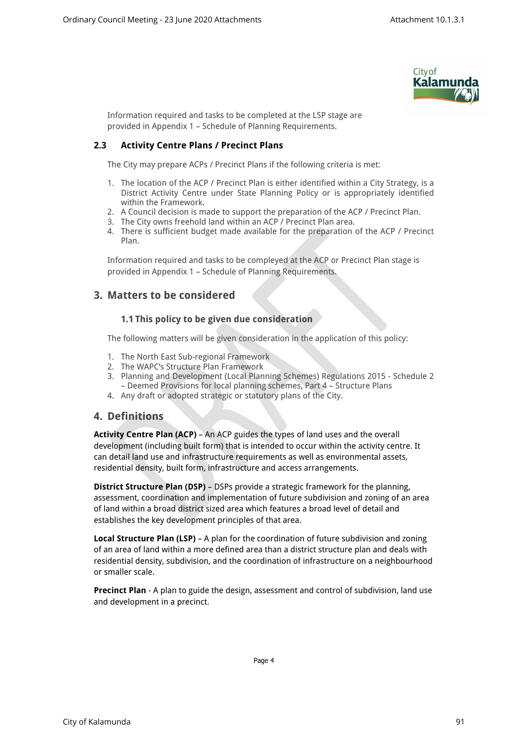Information required and tasks to be completed at the LSP stage are provided in Appendix 1 – Schedule of Planning Requirements.

### 2.3 Activity Centre Plans / Precinct Plans

The City may prepare ACPs / Precinct Plans if the following criteria is met:

1. The location of the ACP / Precinct Plan is either identified within a City Strategy, is a District Activity Centre under State Planning Policy or is appropriately identified within the Framework.
2. A Council decision is made to support the preparation of the ACP / Precinct Plan.
3. The City owns freehold land within an ACP / Precinct Plan area.
4. There is sufficient budget made available for the preparation of the ACP / Precinct Plan.

Information required and tasks to be compleyed at the ACP or Precinct Plan stage is provided in Appendix 1 – Schedule of Planning Requirements.

## 3. Matters to be considered

### 1.1 This policy to be given due consideration

The following matters will be given consideration in the application of this policy:

1. The North East Sub-regional Framework
2. The WAPC's Structure Plan Framework
3. Planning and Development (Local Planning Schemes) Regulations 2015 - Schedule 2 – Deemed Provisions for local planning schemes, Part 4 – Structure Plans
4. Any draft or adopted strategic or statutory plans of the City.

## 4. Definitions

**Activity Centre Plan (ACP)** – An ACP guides the types of land uses and the overall development (including built form) that is intended to occur within the activity centre. It can detail land use and infrastructure requirements as well as environmental assets, residential density, built form, infrastructure and access arrangements.

**District Structure Plan (DSP)** – DSPs provide a strategic framework for the planning, assessment, coordination and implementation of future subdivision and zoning of an area of land within a broad district sized area which features a broad level of detail and establishes the key development principles of that area.

**Local Structure Plan (LSP)** – A plan for the coordination of future subdivision and zoning of an area of land within a more defined area than a district structure plan and deals with residential density, subdivision, and the coordination of infrastructure on a neighbourhood or smaller scale.

**Precinct Plan** - A plan to guide the design, assessment and control of subdivision, land use and development in a precinct.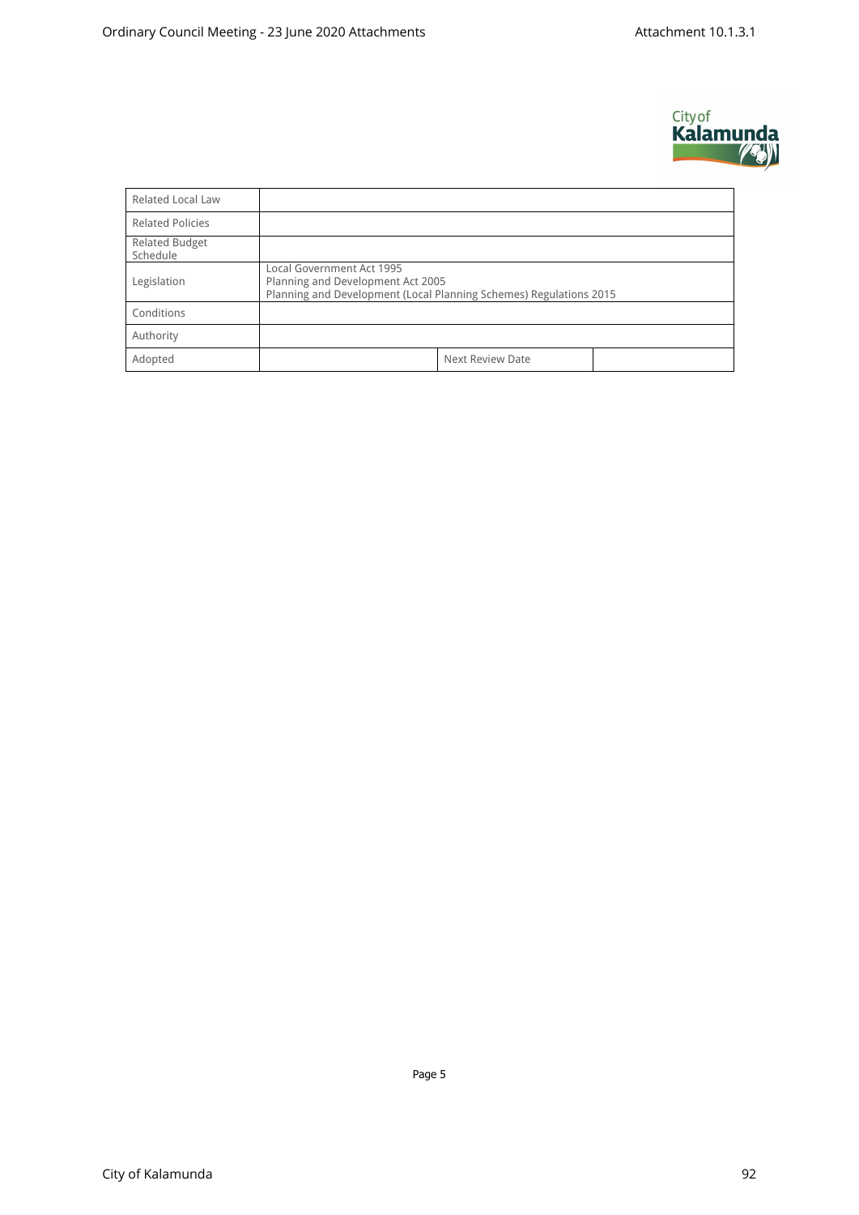| Related Local Law | | | |
|---|---|---|---|
| Related Policies | | | |
| Related Budget Schedule | | | |
| Legislation | Local Government Act 1995<br>Planning and Development Act 2005<br>Planning and Development (Local Planning Schemes) Regulations 2015 | | |
| Conditions | | | |
| Authority | | | |
| Adopted | | Next Review Date | |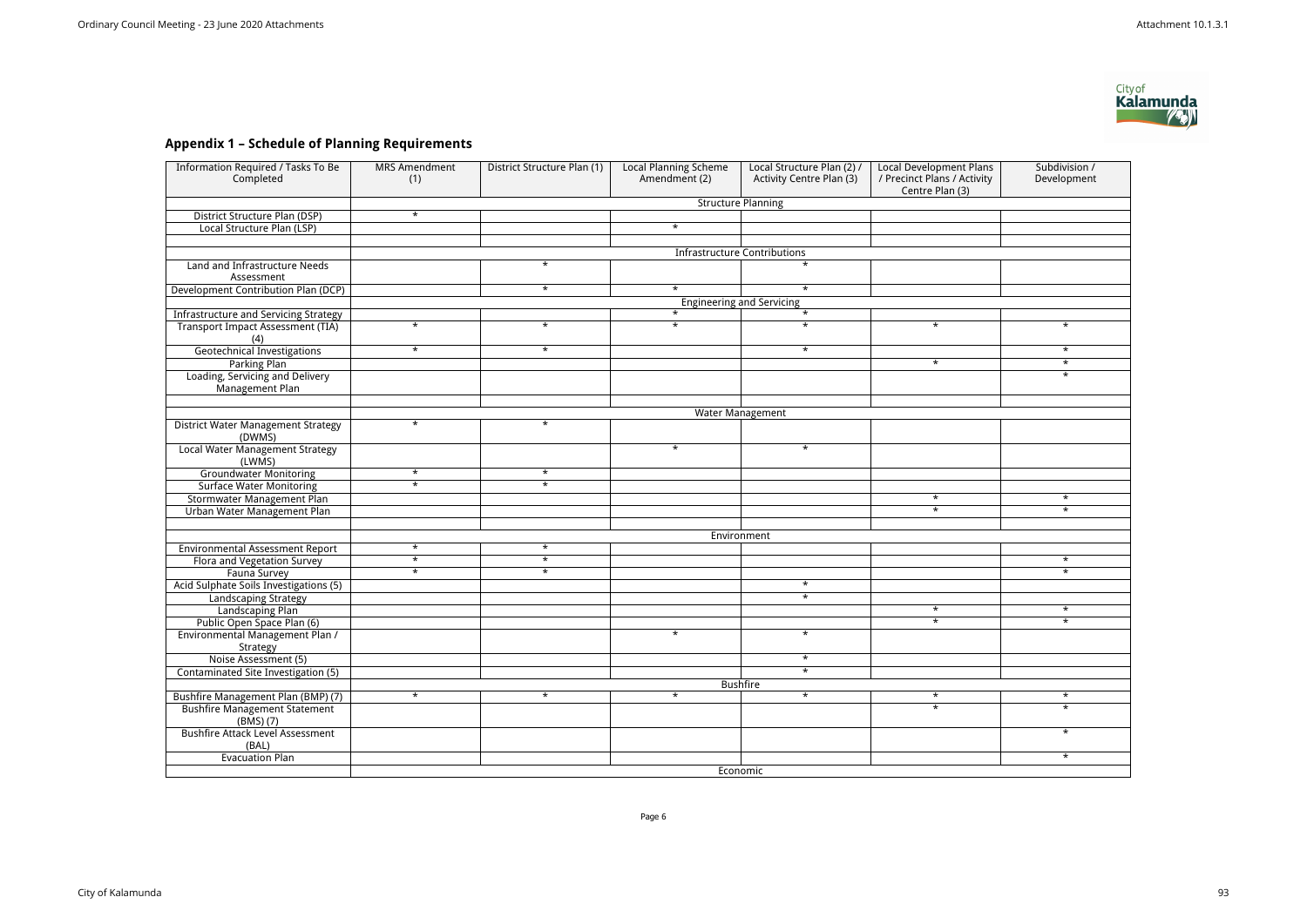## Appendix 1 – Schedule of Planning Requirements

| Information Required / Tasks To Be Completed | MRS Amendment (1) | District Structure Plan (1) | Local Planning Scheme Amendment (2) | Local Structure Plan (2) / Activity Centre Plan (3) | Local Development Plans / Precinct Plans / Activity Centre Plan (3) | Subdivision / Development |
|---|---|---|---|---|---|---|
| | Structure Planning | | | | | |
| District Structure Plan (DSP) | * | | | | | |
| Local Structure Plan (LSP) | | | * | | | |
| | | | | | | |
| | Infrastructure Contributions | | | | | |
| Land and Infrastructure Needs Assessment | | * | | * | | |
| Development Contribution Plan (DCP) | | * | * | * | | |
| | Engineering and Servicing | | | | | |
| Infrastructure and Servicing Strategy | | | * | * | | |
| Transport Impact Assessment (TIA) (4) | * | * | * | * | * | * |
| Geotechnical Investigations | * | * | | * | | * |
| Parking Plan | | | | | * | * |
| Loading, Servicing and Delivery Management Plan | | | | | | * |
| | | | | | | |
| | Water Management | | | | | |
| District Water Management Strategy (DWMS) | * | * | | | | |
| Local Water Management Strategy (LWMS) | | | * | * | | |
| Groundwater Monitoring | * | * | | | | |
| Surface Water Monitoring | * | * | | | | |
| Stormwater Management Plan | | | | | * | * |
| Urban Water Management Plan | | | | | * | * |
| | | | | | | |
| | Environment | | | | | |
| Environmental Assessment Report | * | * | | | | |
| Flora and Vegetation Survey | * | * | | | | * |
| Fauna Survey | * | * | | | | * |
| Acid Sulphate Soils Investigations (5) | | | | * | | |
| Landscaping Strategy | | | | * | | |
| Landscaping Plan | | | | | * | * |
| Public Open Space Plan (6) | | | | | * | * |
| Environmental Management Plan / Strategy | | | * | * | | |
| Noise Assessment (5) | | | | * | | |
| Contaminated Site Investigation (5) | | | | * | | |
| | Bushfire | | | | | |
| Bushfire Management Plan (BMP) (7) | * | * | * | * | * | * |
| Bushfire Management Statement (BMS) (7) | | | | | * | * |
| Bushfire Attack Level Assessment (BAL) | | | | | | * |
| Evacuation Plan | | | | | | * |
| | Economic | | | | | |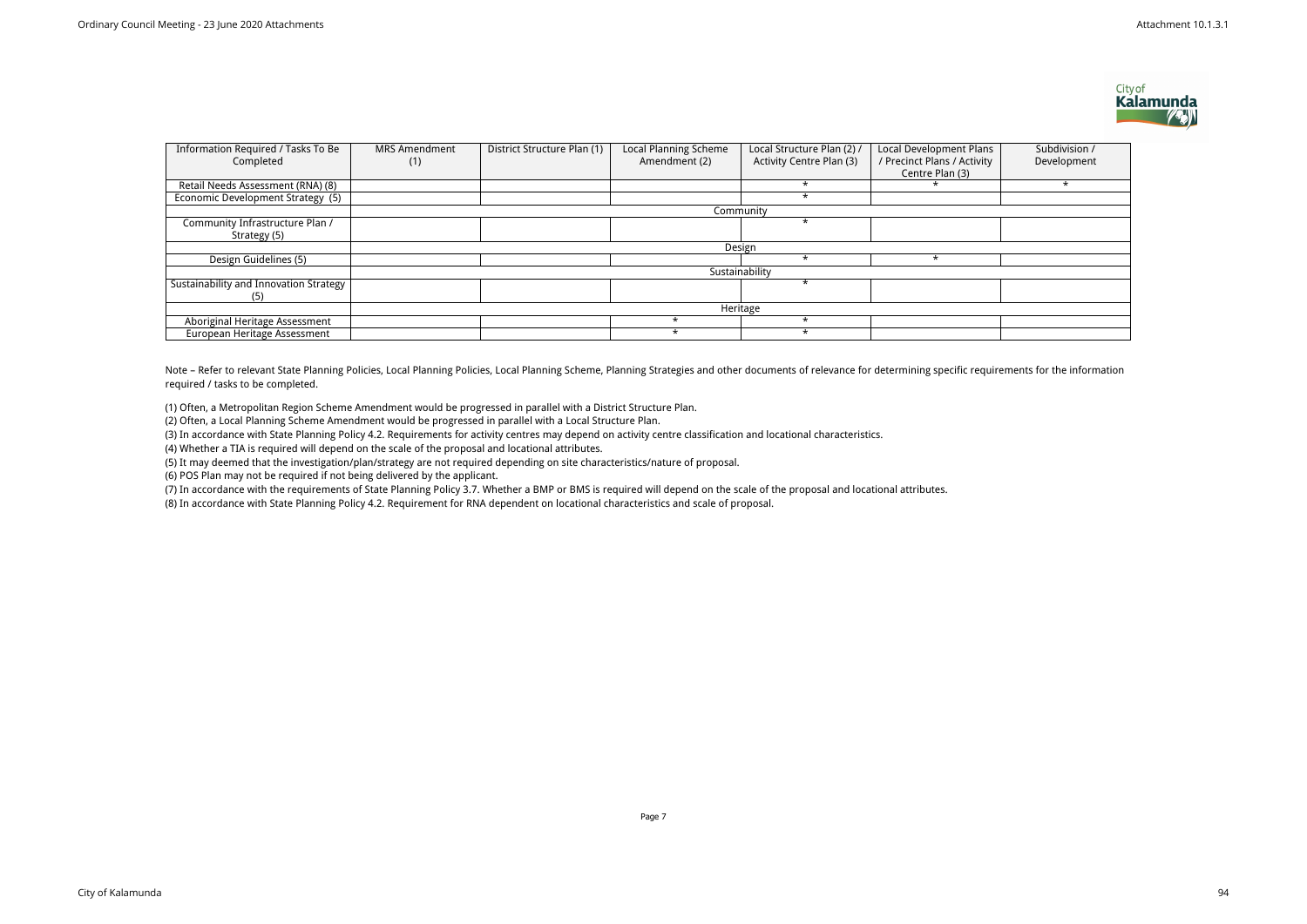| Information Required / Tasks To Be Completed | MRS Amendment (1) | District Structure Plan (1) | Local Planning Scheme Amendment (2) | Local Structure Plan (2) / Activity Centre Plan (3) | Local Development Plans / Precinct Plans / Activity Centre Plan (3) | Subdivision / Development |
|---|---|---|---|---|---|---|
| Retail Needs Assessment (RNA) (8) | | | | * | * | * |
| Economic Development Strategy (5) | | | | * | | |
| | Community | | | | | |
| Community Infrastructure Plan / Strategy (5) | | | | * | | |
| | Design | | | | | |
| Design Guidelines (5) | | | | * | * | |
| | Sustainability | | | | | |
| Sustainability and Innovation Strategy (5) | | | | * | | |
| | Heritage | | | | | |
| Aboriginal Heritage Assessment | | | * | * | | |
| European Heritage Assessment | | | * | * | | |

Note – Refer to relevant State Planning Policies, Local Planning Policies, Local Planning Scheme, Planning Strategies and other documents of relevance for determining specific requirements for the information required / tasks to be completed.

(1) Often, a Metropolitan Region Scheme Amendment would be progressed in parallel with a District Structure Plan.

(2) Often, a Local Planning Scheme Amendment would be progressed in parallel with a Local Structure Plan.

(3) In accordance with State Planning Policy 4.2. Requirements for activity centres may depend on activity centre classification and locational characteristics.

(4) Whether a TIA is required will depend on the scale of the proposal and locational attributes.

(5) It may deemed that the investigation/plan/strategy are not required depending on site characteristics/nature of proposal.

(6) POS Plan may not be required if not being delivered by the applicant.

(7) In accordance with the requirements of State Planning Policy 3.7. Whether a BMP or BMS is required will depend on the scale of the proposal and locational attributes.

(8) In accordance with State Planning Policy 4.2. Requirement for RNA dependent on locational characteristics and scale of proposal.